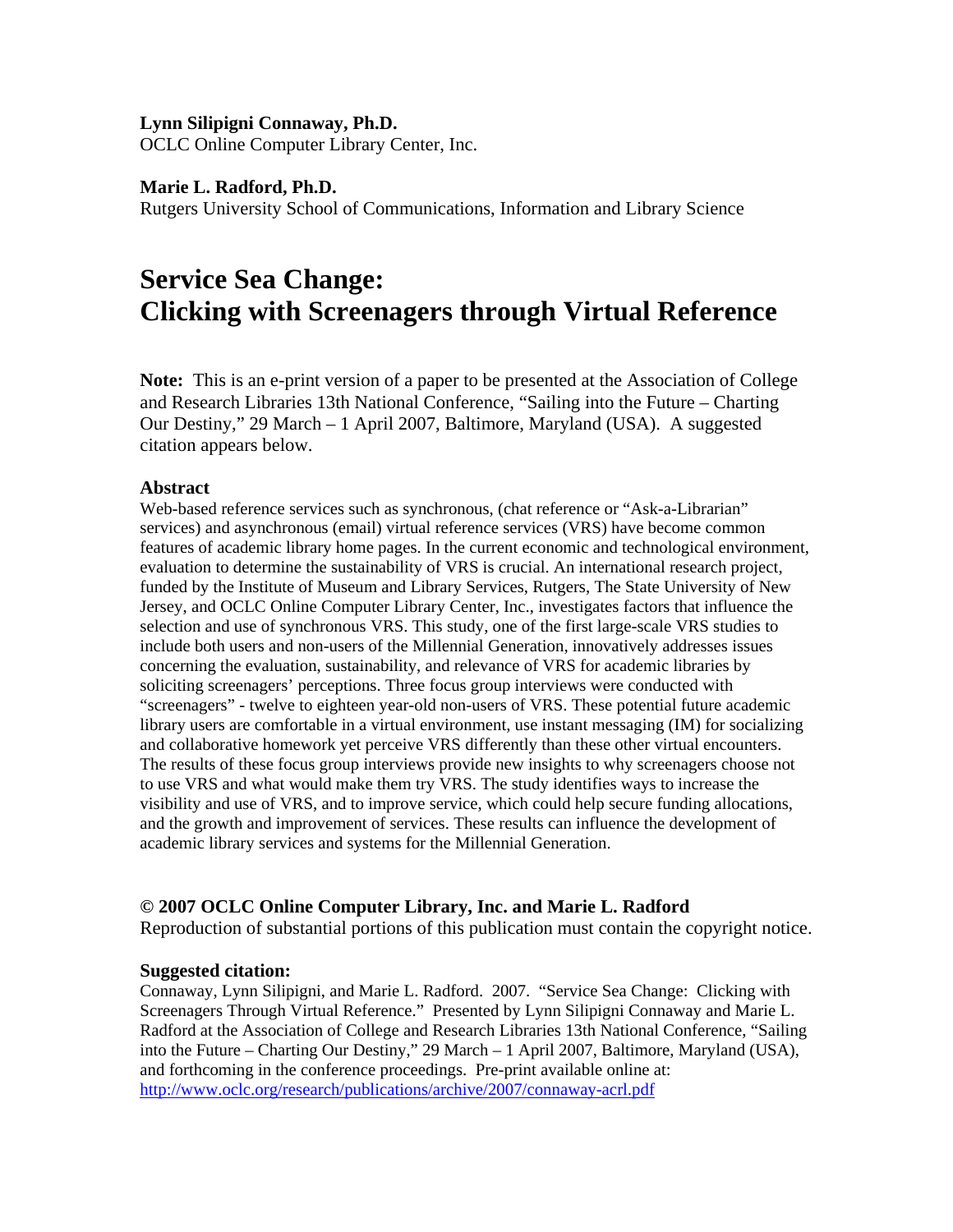**Lynn Silipigni Connaway, Ph.D.**
OCLC Online Computer Library Center, Inc.

**Marie L. Radford, Ph.D.**
Rutgers University School of Communications, Information and Library Science

# Service Sea Change: Clicking with Screenagers through Virtual Reference

**Note:** This is an e-print version of a paper to be presented at the Association of College and Research Libraries 13th National Conference, "Sailing into the Future – Charting Our Destiny," 29 March – 1 April 2007, Baltimore, Maryland (USA). A suggested citation appears below.

### Abstract

Web-based reference services such as synchronous, (chat reference or "Ask-a-Librarian" services) and asynchronous (email) virtual reference services (VRS) have become common features of academic library home pages. In the current economic and technological environment, evaluation to determine the sustainability of VRS is crucial. An international research project, funded by the Institute of Museum and Library Services, Rutgers, The State University of New Jersey, and OCLC Online Computer Library Center, Inc., investigates factors that influence the selection and use of synchronous VRS. This study, one of the first large-scale VRS studies to include both users and non-users of the Millennial Generation, innovatively addresses issues concerning the evaluation, sustainability, and relevance of VRS for academic libraries by soliciting screenagers' perceptions. Three focus group interviews were conducted with "screenagers" - twelve to eighteen year-old non-users of VRS. These potential future academic library users are comfortable in a virtual environment, use instant messaging (IM) for socializing and collaborative homework yet perceive VRS differently than these other virtual encounters. The results of these focus group interviews provide new insights to why screenagers choose not to use VRS and what would make them try VRS. The study identifies ways to increase the visibility and use of VRS, and to improve service, which could help secure funding allocations, and the growth and improvement of services. These results can influence the development of academic library services and systems for the Millennial Generation.

### © 2007 OCLC Online Computer Library, Inc. and Marie L. Radford

Reproduction of substantial portions of this publication must contain the copyright notice.

**Suggested citation:**

Connaway, Lynn Silipigni, and Marie L. Radford. 2007. "Service Sea Change: Clicking with Screenagers Through Virtual Reference." Presented by Lynn Silipigni Connaway and Marie L. Radford at the Association of College and Research Libraries 13th National Conference, "Sailing into the Future – Charting Our Destiny," 29 March – 1 April 2007, Baltimore, Maryland (USA), and forthcoming in the conference proceedings. Pre-print available online at: http://www.oclc.org/research/publications/archive/2007/connaway-acrl.pdf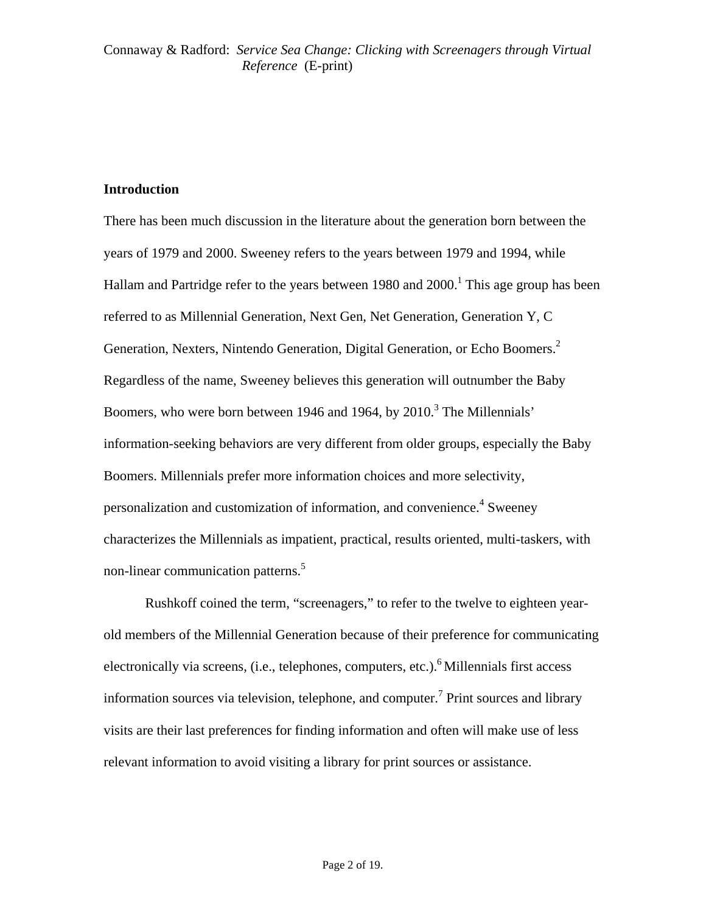## Introduction

There has been much discussion in the literature about the generation born between the years of 1979 and 2000. Sweeney refers to the years between 1979 and 1994, while Hallam and Partridge refer to the years between 1980 and 2000.[1] This age group has been referred to as Millennial Generation, Next Gen, Net Generation, Generation Y, C Generation, Nexters, Nintendo Generation, Digital Generation, or Echo Boomers.[2] Regardless of the name, Sweeney believes this generation will outnumber the Baby Boomers, who were born between 1946 and 1964, by 2010.[3] The Millennials' information-seeking behaviors are very different from older groups, especially the Baby Boomers. Millennials prefer more information choices and more selectivity, personalization and customization of information, and convenience.[4] Sweeney characterizes the Millennials as impatient, practical, results oriented, multi-taskers, with non-linear communication patterns.[5]

Rushkoff coined the term, "screenagers," to refer to the twelve to eighteen year-old members of the Millennial Generation because of their preference for communicating electronically via screens, (i.e., telephones, computers, etc.).[6] Millennials first access information sources via television, telephone, and computer.[7] Print sources and library visits are their last preferences for finding information and often will make use of less relevant information to avoid visiting a library for print sources or assistance.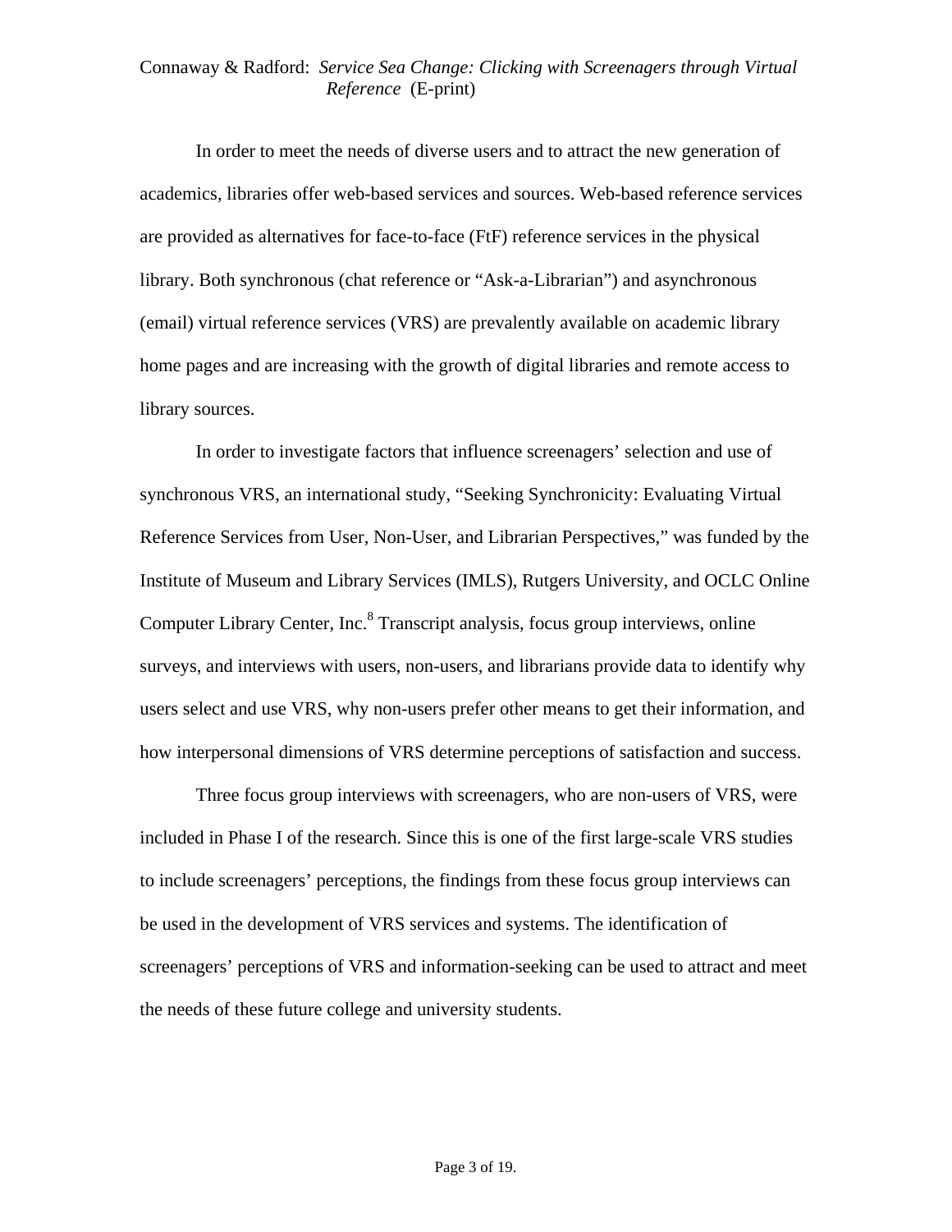In order to meet the needs of diverse users and to attract the new generation of academics, libraries offer web-based services and sources. Web-based reference services are provided as alternatives for face-to-face (FtF) reference services in the physical library. Both synchronous (chat reference or "Ask-a-Librarian") and asynchronous (email) virtual reference services (VRS) are prevalently available on academic library home pages and are increasing with the growth of digital libraries and remote access to library sources.

In order to investigate factors that influence screenagers' selection and use of synchronous VRS, an international study, "Seeking Synchronicity: Evaluating Virtual Reference Services from User, Non-User, and Librarian Perspectives," was funded by the Institute of Museum and Library Services (IMLS), Rutgers University, and OCLC Online Computer Library Center, Inc.[8] Transcript analysis, focus group interviews, online surveys, and interviews with users, non-users, and librarians provide data to identify why users select and use VRS, why non-users prefer other means to get their information, and how interpersonal dimensions of VRS determine perceptions of satisfaction and success.

Three focus group interviews with screenagers, who are non-users of VRS, were included in Phase I of the research. Since this is one of the first large-scale VRS studies to include screenagers' perceptions, the findings from these focus group interviews can be used in the development of VRS services and systems. The identification of screenagers' perceptions of VRS and information-seeking can be used to attract and meet the needs of these future college and university students.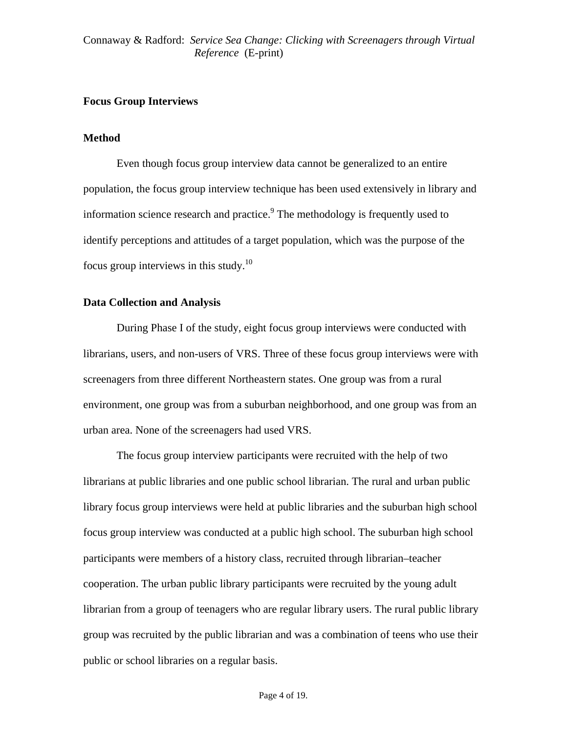## Focus Group Interviews

### Method

Even though focus group interview data cannot be generalized to an entire population, the focus group interview technique has been used extensively in library and information science research and practice.[9] The methodology is frequently used to identify perceptions and attitudes of a target population, which was the purpose of the focus group interviews in this study.[10]

### Data Collection and Analysis

During Phase I of the study, eight focus group interviews were conducted with librarians, users, and non-users of VRS. Three of these focus group interviews were with screenagers from three different Northeastern states. One group was from a rural environment, one group was from a suburban neighborhood, and one group was from an urban area. None of the screenagers had used VRS.

The focus group interview participants were recruited with the help of two librarians at public libraries and one public school librarian. The rural and urban public library focus group interviews were held at public libraries and the suburban high school focus group interview was conducted at a public high school. The suburban high school participants were members of a history class, recruited through librarian–teacher cooperation. The urban public library participants were recruited by the young adult librarian from a group of teenagers who are regular library users. The rural public library group was recruited by the public librarian and was a combination of teens who use their public or school libraries on a regular basis.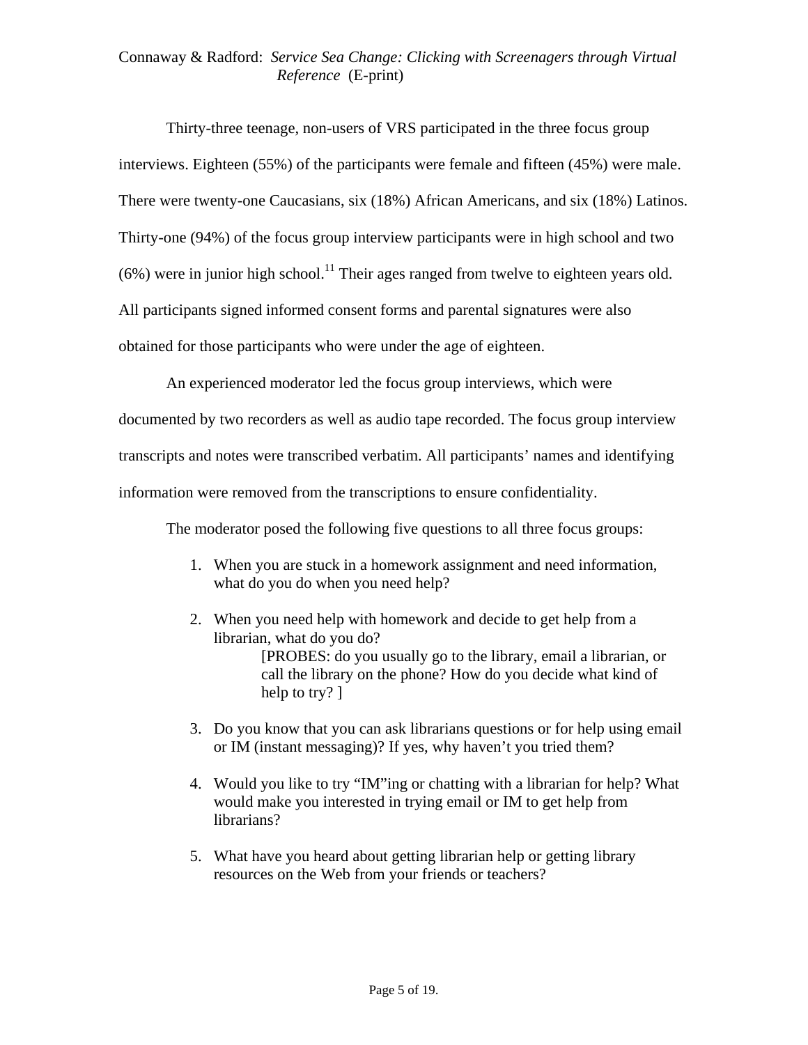Thirty-three teenage, non-users of VRS participated in the three focus group interviews. Eighteen (55%) of the participants were female and fifteen (45%) were male. There were twenty-one Caucasians, six (18%) African Americans, and six (18%) Latinos. Thirty-one (94%) of the focus group interview participants were in high school and two (6%) were in junior high school.[11] Their ages ranged from twelve to eighteen years old. All participants signed informed consent forms and parental signatures were also obtained for those participants who were under the age of eighteen.

An experienced moderator led the focus group interviews, which were documented by two recorders as well as audio tape recorded. The focus group interview transcripts and notes were transcribed verbatim. All participants' names and identifying information were removed from the transcriptions to ensure confidentiality.

The moderator posed the following five questions to all three focus groups:

1. When you are stuck in a homework assignment and need information, what do you do when you need help?
2. When you need help with homework and decide to get help from a librarian, what do you do?
   [PROBES: do you usually go to the library, email a librarian, or call the library on the phone? How do you decide what kind of help to try? ]
3. Do you know that you can ask librarians questions or for help using email or IM (instant messaging)? If yes, why haven't you tried them?
4. Would you like to try "IM"ing or chatting with a librarian for help? What would make you interested in trying email or IM to get help from librarians?
5. What have you heard about getting librarian help or getting library resources on the Web from your friends or teachers?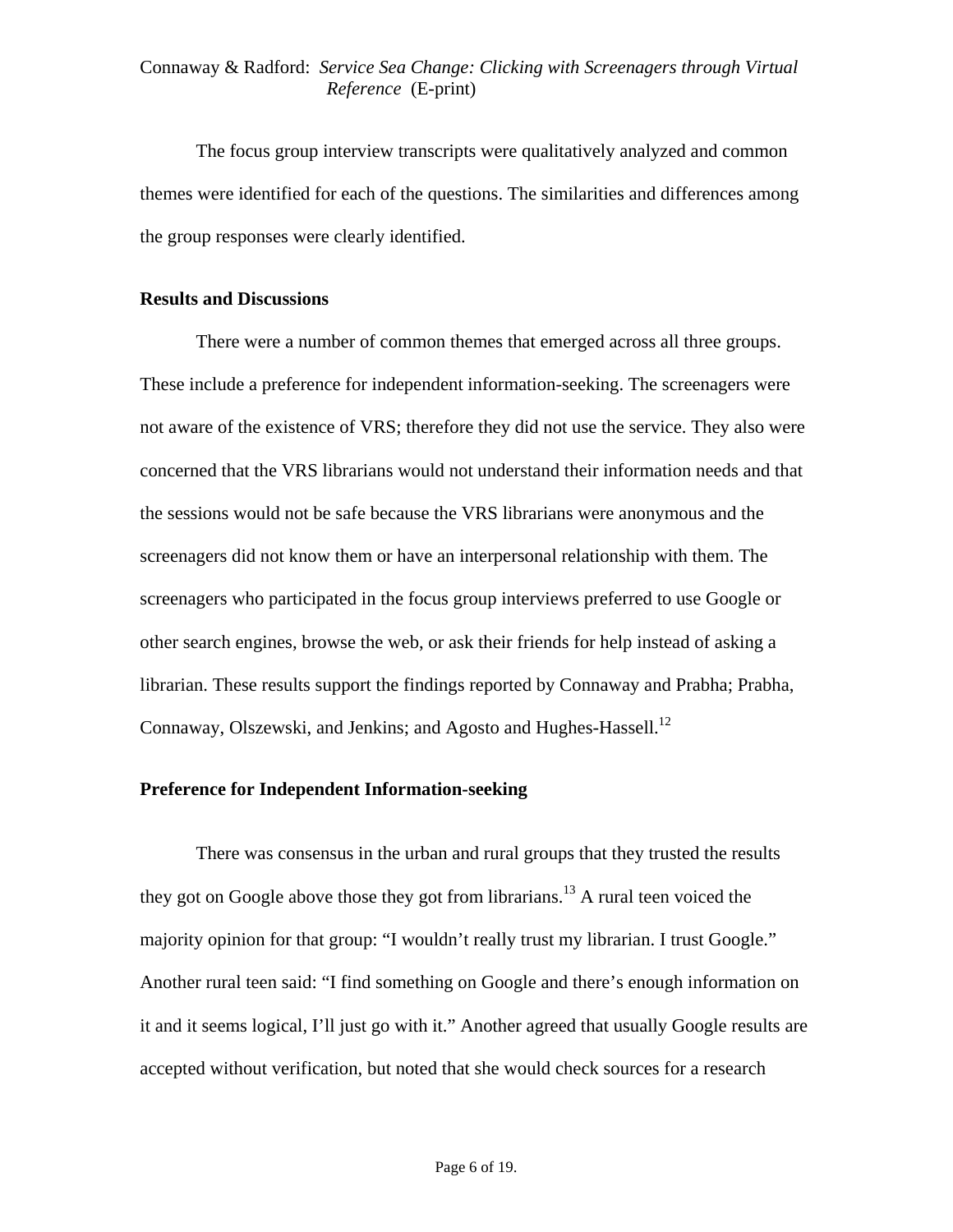The focus group interview transcripts were qualitatively analyzed and common themes were identified for each of the questions. The similarities and differences among the group responses were clearly identified.

## Results and Discussions

There were a number of common themes that emerged across all three groups. These include a preference for independent information-seeking. The screenagers were not aware of the existence of VRS; therefore they did not use the service. They also were concerned that the VRS librarians would not understand their information needs and that the sessions would not be safe because the VRS librarians were anonymous and the screenagers did not know them or have an interpersonal relationship with them. The screenagers who participated in the focus group interviews preferred to use Google or other search engines, browse the web, or ask their friends for help instead of asking a librarian. These results support the findings reported by Connaway and Prabha; Prabha, Connaway, Olszewski, and Jenkins; and Agosto and Hughes-Hassell.[12]

## Preference for Independent Information-seeking

There was consensus in the urban and rural groups that they trusted the results they got on Google above those they got from librarians.[13] A rural teen voiced the majority opinion for that group: "I wouldn't really trust my librarian. I trust Google." Another rural teen said: "I find something on Google and there's enough information on it and it seems logical, I'll just go with it." Another agreed that usually Google results are accepted without verification, but noted that she would check sources for a research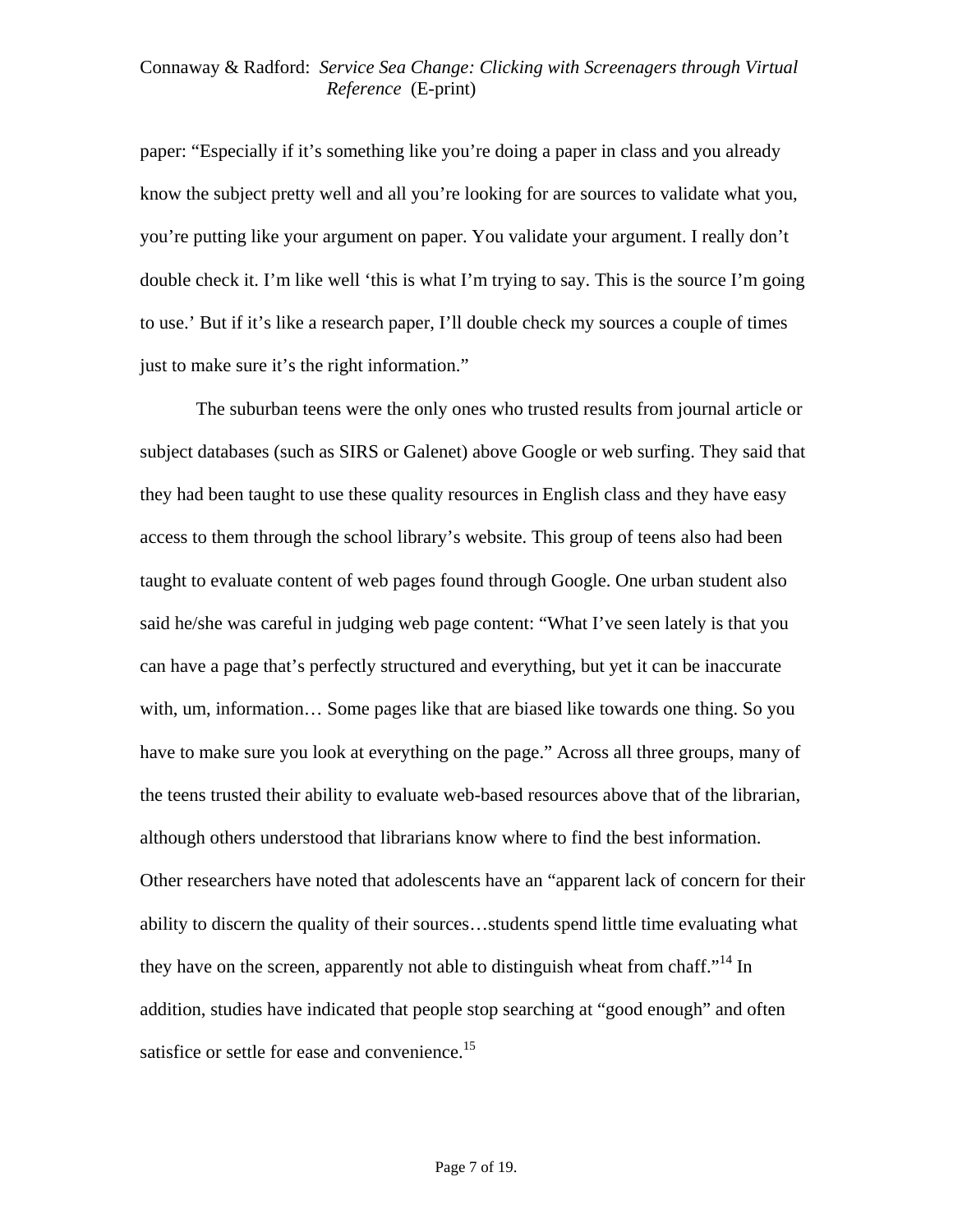paper: "Especially if it's something like you're doing a paper in class and you already know the subject pretty well and all you're looking for are sources to validate what you, you're putting like your argument on paper. You validate your argument. I really don't double check it. I'm like well 'this is what I'm trying to say. This is the source I'm going to use.' But if it's like a research paper, I'll double check my sources a couple of times just to make sure it's the right information."

The suburban teens were the only ones who trusted results from journal article or subject databases (such as SIRS or Galenet) above Google or web surfing. They said that they had been taught to use these quality resources in English class and they have easy access to them through the school library's website. This group of teens also had been taught to evaluate content of web pages found through Google. One urban student also said he/she was careful in judging web page content: "What I've seen lately is that you can have a page that's perfectly structured and everything, but yet it can be inaccurate with, um, information… Some pages like that are biased like towards one thing. So you have to make sure you look at everything on the page." Across all three groups, many of the teens trusted their ability to evaluate web-based resources above that of the librarian, although others understood that librarians know where to find the best information. Other researchers have noted that adolescents have an "apparent lack of concern for their ability to discern the quality of their sources…students spend little time evaluating what they have on the screen, apparently not able to distinguish wheat from chaff."[14] In addition, studies have indicated that people stop searching at "good enough" and often satisfice or settle for ease and convenience.[15]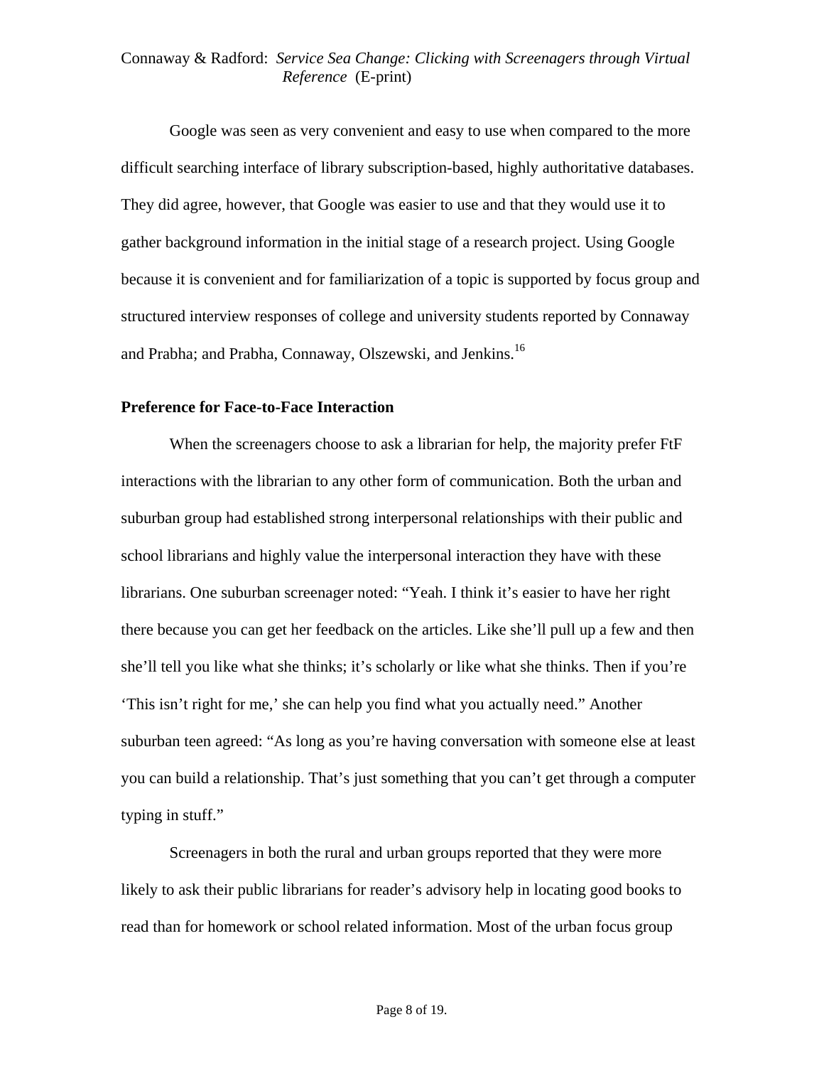Google was seen as very convenient and easy to use when compared to the more difficult searching interface of library subscription-based, highly authoritative databases. They did agree, however, that Google was easier to use and that they would use it to gather background information in the initial stage of a research project. Using Google because it is convenient and for familiarization of a topic is supported by focus group and structured interview responses of college and university students reported by Connaway and Prabha; and Prabha, Connaway, Olszewski, and Jenkins.[16]

**Preference for Face-to-Face Interaction**

When the screenagers choose to ask a librarian for help, the majority prefer FtF interactions with the librarian to any other form of communication. Both the urban and suburban group had established strong interpersonal relationships with their public and school librarians and highly value the interpersonal interaction they have with these librarians. One suburban screenager noted: "Yeah. I think it's easier to have her right there because you can get her feedback on the articles. Like she'll pull up a few and then she'll tell you like what she thinks; it's scholarly or like what she thinks. Then if you're 'This isn't right for me,' she can help you find what you actually need." Another suburban teen agreed: "As long as you're having conversation with someone else at least you can build a relationship. That's just something that you can't get through a computer typing in stuff."

Screenagers in both the rural and urban groups reported that they were more likely to ask their public librarians for reader's advisory help in locating good books to read than for homework or school related information. Most of the urban focus group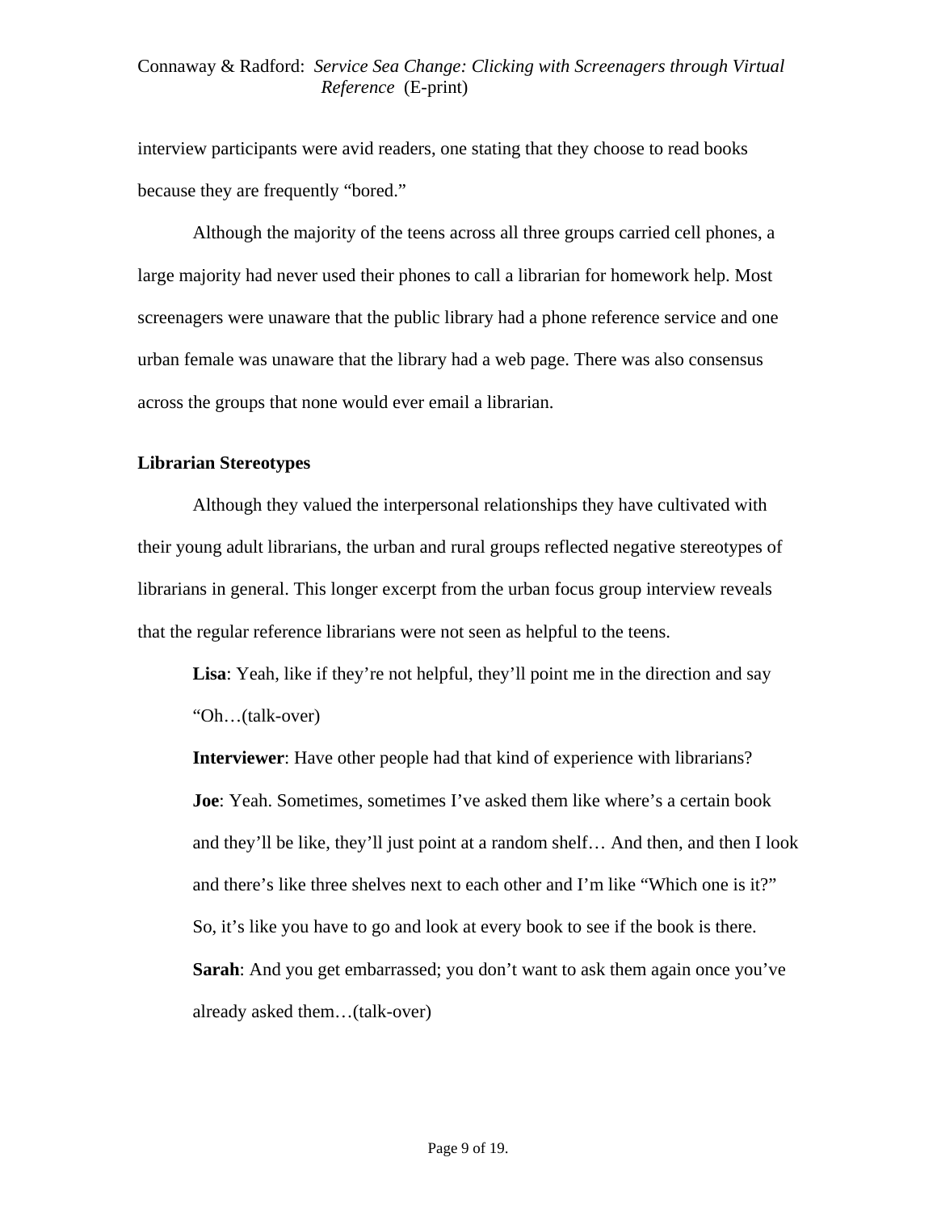interview participants were avid readers, one stating that they choose to read books because they are frequently "bored."

Although the majority of the teens across all three groups carried cell phones, a large majority had never used their phones to call a librarian for homework help. Most screenagers were unaware that the public library had a phone reference service and one urban female was unaware that the library had a web page. There was also consensus across the groups that none would ever email a librarian.

## Librarian Stereotypes

Although they valued the interpersonal relationships they have cultivated with their young adult librarians, the urban and rural groups reflected negative stereotypes of librarians in general. This longer excerpt from the urban focus group interview reveals that the regular reference librarians were not seen as helpful to the teens.

> **Lisa**: Yeah, like if they're not helpful, they'll point me in the direction and say "Oh…(talk-over)
>
> **Interviewer**: Have other people had that kind of experience with librarians?
>
> **Joe**: Yeah. Sometimes, sometimes I've asked them like where's a certain book and they'll be like, they'll just point at a random shelf… And then, and then I look and there's like three shelves next to each other and I'm like "Which one is it?" So, it's like you have to go and look at every book to see if the book is there.
>
> **Sarah**: And you get embarrassed; you don't want to ask them again once you've already asked them…(talk-over)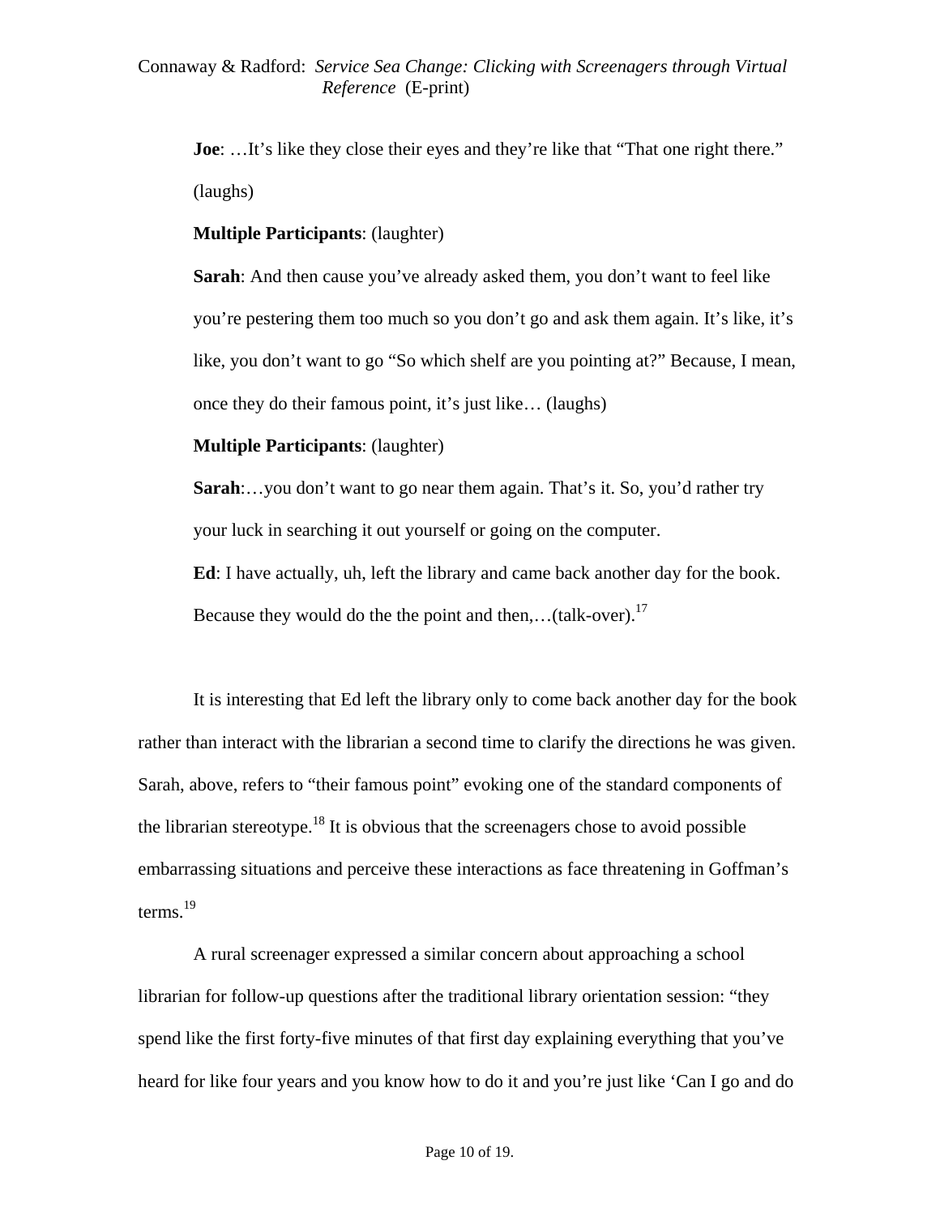**Joe**: …It’s like they close their eyes and they’re like that “That one right there.” (laughs)

**Multiple Participants**: (laughter)

**Sarah**: And then cause you’ve already asked them, you don’t want to feel like you’re pestering them too much so you don’t go and ask them again. It’s like, it’s like, you don’t want to go “So which shelf are you pointing at?” Because, I mean, once they do their famous point, it’s just like… (laughs)

**Multiple Participants**: (laughter)

**Sarah**:…you don’t want to go near them again. That’s it. So, you’d rather try your luck in searching it out yourself or going on the computer.

**Ed**: I have actually, uh, left the library and came back another day for the book. Because they would do the the point and then,…(talk-over).[17]

It is interesting that Ed left the library only to come back another day for the book rather than interact with the librarian a second time to clarify the directions he was given. Sarah, above, refers to “their famous point” evoking one of the standard components of the librarian stereotype.[18] It is obvious that the screenagers chose to avoid possible embarrassing situations and perceive these interactions as face threatening in Goffman’s terms.[19]

A rural screenager expressed a similar concern about approaching a school librarian for follow-up questions after the traditional library orientation session: “they spend like the first forty-five minutes of that first day explaining everything that you’ve heard for like four years and you know how to do it and you’re just like ‘Can I go and do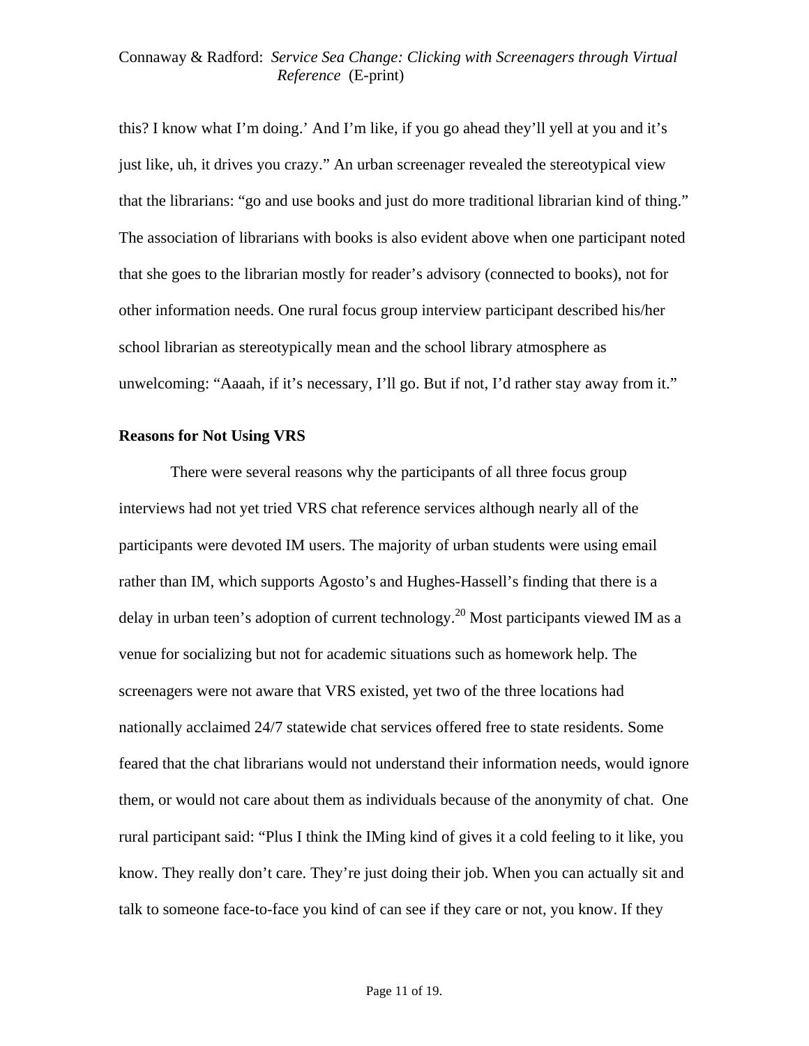this? I know what I'm doing.' And I'm like, if you go ahead they'll yell at you and it's just like, uh, it drives you crazy." An urban screenager revealed the stereotypical view that the librarians: "go and use books and just do more traditional librarian kind of thing." The association of librarians with books is also evident above when one participant noted that she goes to the librarian mostly for reader's advisory (connected to books), not for other information needs. One rural focus group interview participant described his/her school librarian as stereotypically mean and the school library atmosphere as unwelcoming: "Aaaah, if it's necessary, I'll go. But if not, I'd rather stay away from it."

**Reasons for Not Using VRS**

There were several reasons why the participants of all three focus group interviews had not yet tried VRS chat reference services although nearly all of the participants were devoted IM users. The majority of urban students were using email rather than IM, which supports Agosto's and Hughes-Hassell's finding that there is a delay in urban teen's adoption of current technology.[20] Most participants viewed IM as a venue for socializing but not for academic situations such as homework help. The screenagers were not aware that VRS existed, yet two of the three locations had nationally acclaimed 24/7 statewide chat services offered free to state residents. Some feared that the chat librarians would not understand their information needs, would ignore them, or would not care about them as individuals because of the anonymity of chat. One rural participant said: "Plus I think the IMing kind of gives it a cold feeling to it like, you know. They really don't care. They're just doing their job. When you can actually sit and talk to someone face-to-face you kind of can see if they care or not, you know. If they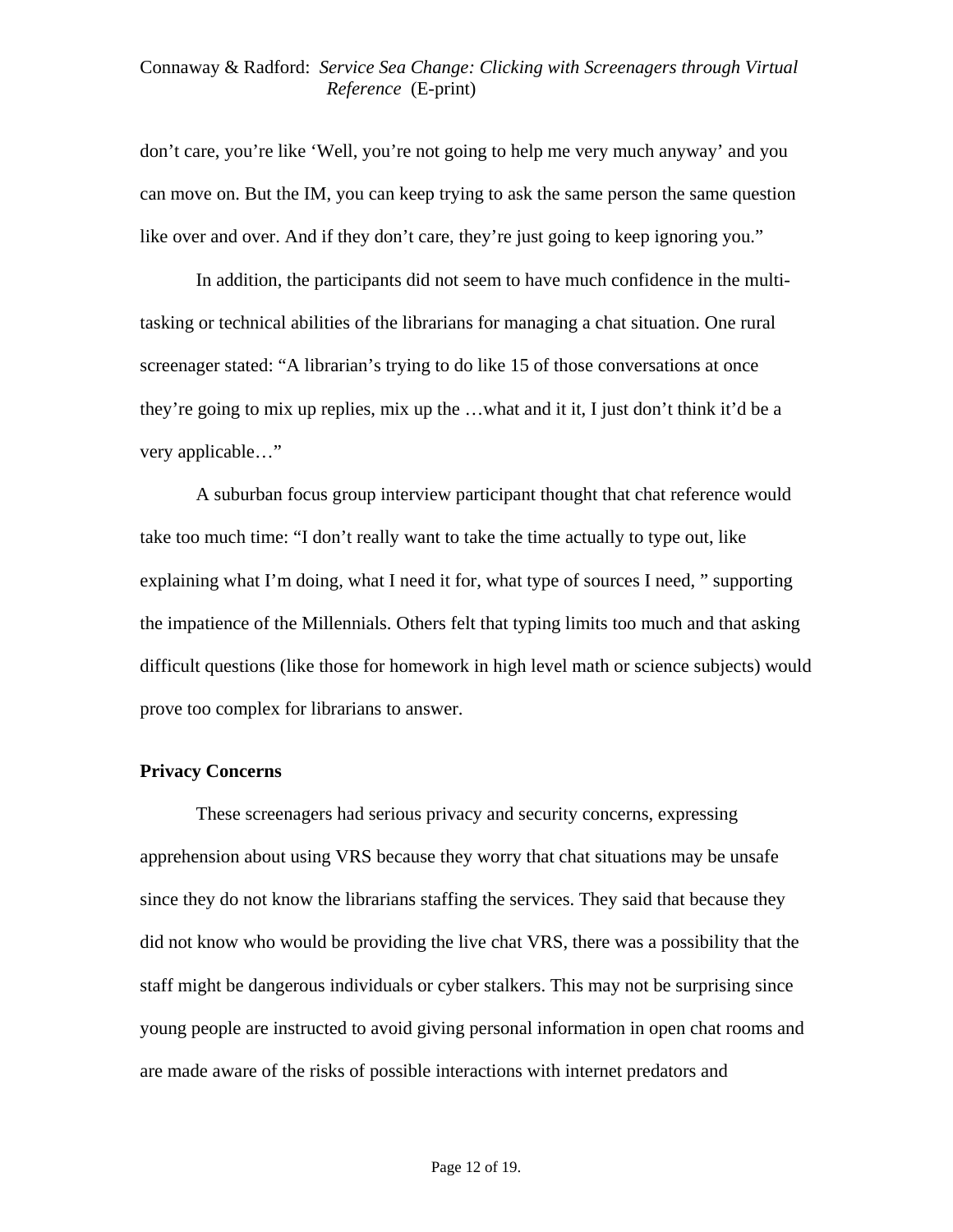don't care, you're like 'Well, you're not going to help me very much anyway' and you can move on. But the IM, you can keep trying to ask the same person the same question like over and over. And if they don't care, they're just going to keep ignoring you."

In addition, the participants did not seem to have much confidence in the multi-tasking or technical abilities of the librarians for managing a chat situation. One rural screenager stated: "A librarian's trying to do like 15 of those conversations at once they're going to mix up replies, mix up the …what and it it, I just don't think it'd be a very applicable…"

A suburban focus group interview participant thought that chat reference would take too much time: "I don't really want to take the time actually to type out, like explaining what I'm doing, what I need it for, what type of sources I need, " supporting the impatience of the Millennials. Others felt that typing limits too much and that asking difficult questions (like those for homework in high level math or science subjects) would prove too complex for librarians to answer.

**Privacy Concerns**

These screenagers had serious privacy and security concerns, expressing apprehension about using VRS because they worry that chat situations may be unsafe since they do not know the librarians staffing the services. They said that because they did not know who would be providing the live chat VRS, there was a possibility that the staff might be dangerous individuals or cyber stalkers. This may not be surprising since young people are instructed to avoid giving personal information in open chat rooms and are made aware of the risks of possible interactions with internet predators and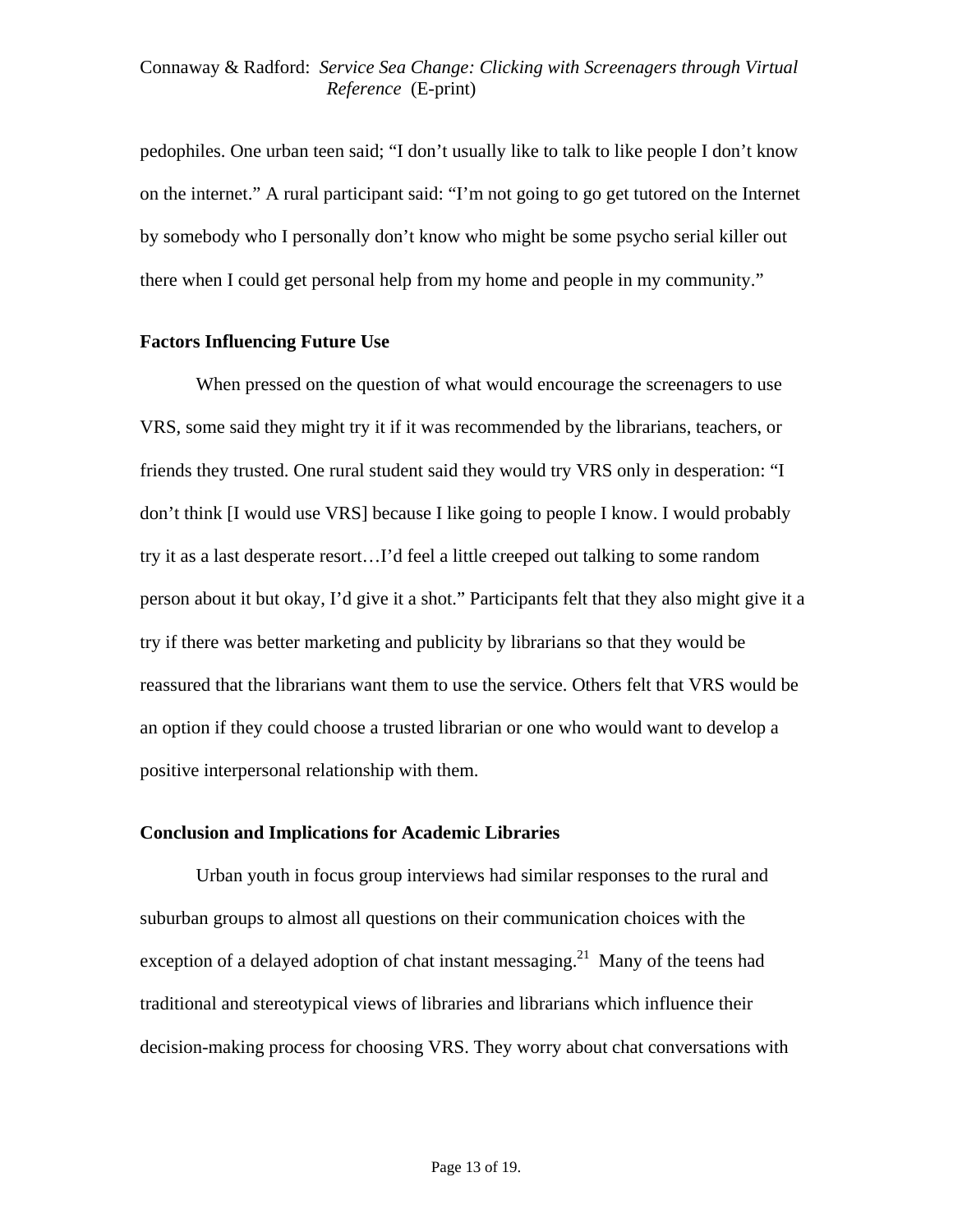pedophiles. One urban teen said; "I don't usually like to talk to like people I don't know on the internet." A rural participant said: "I'm not going to go get tutored on the Internet by somebody who I personally don't know who might be some psycho serial killer out there when I could get personal help from my home and people in my community."

### Factors Influencing Future Use

When pressed on the question of what would encourage the screenagers to use VRS, some said they might try it if it was recommended by the librarians, teachers, or friends they trusted. One rural student said they would try VRS only in desperation: "I don't think [I would use VRS] because I like going to people I know. I would probably try it as a last desperate resort…I'd feel a little creeped out talking to some random person about it but okay, I'd give it a shot." Participants felt that they also might give it a try if there was better marketing and publicity by librarians so that they would be reassured that the librarians want them to use the service. Others felt that VRS would be an option if they could choose a trusted librarian or one who would want to develop a positive interpersonal relationship with them.

### Conclusion and Implications for Academic Libraries

Urban youth in focus group interviews had similar responses to the rural and suburban groups to almost all questions on their communication choices with the exception of a delayed adoption of chat instant messaging.[21] Many of the teens had traditional and stereotypical views of libraries and librarians which influence their decision-making process for choosing VRS. They worry about chat conversations with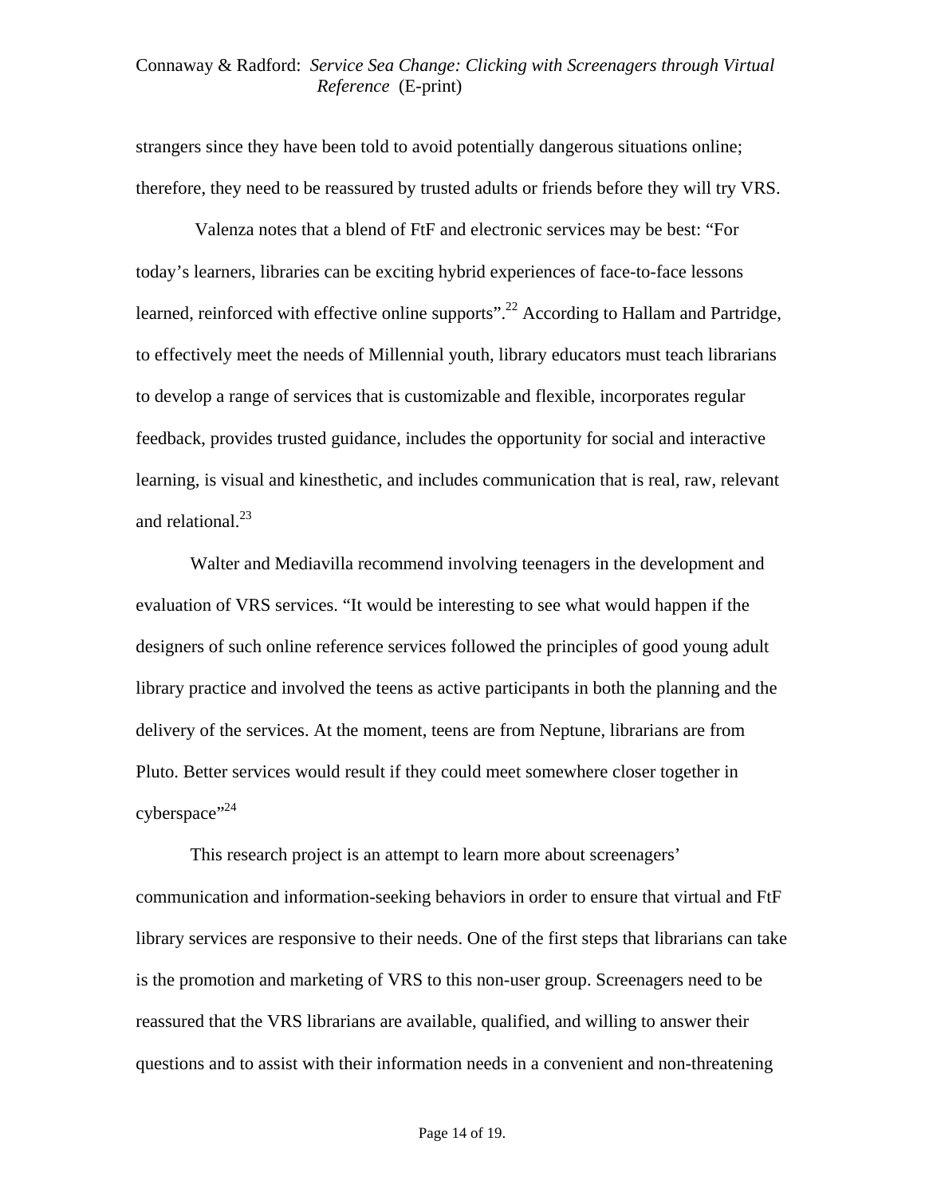strangers since they have been told to avoid potentially dangerous situations online; therefore, they need to be reassured by trusted adults or friends before they will try VRS.

Valenza notes that a blend of FtF and electronic services may be best: "For today's learners, libraries can be exciting hybrid experiences of face-to-face lessons learned, reinforced with effective online supports".[22] According to Hallam and Partridge, to effectively meet the needs of Millennial youth, library educators must teach librarians to develop a range of services that is customizable and flexible, incorporates regular feedback, provides trusted guidance, includes the opportunity for social and interactive learning, is visual and kinesthetic, and includes communication that is real, raw, relevant and relational.[23]

Walter and Mediavilla recommend involving teenagers in the development and evaluation of VRS services. "It would be interesting to see what would happen if the designers of such online reference services followed the principles of good young adult library practice and involved the teens as active participants in both the planning and the delivery of the services. At the moment, teens are from Neptune, librarians are from Pluto. Better services would result if they could meet somewhere closer together in cyberspace"[24]

This research project is an attempt to learn more about screenagers' communication and information-seeking behaviors in order to ensure that virtual and FtF library services are responsive to their needs. One of the first steps that librarians can take is the promotion and marketing of VRS to this non-user group. Screenagers need to be reassured that the VRS librarians are available, qualified, and willing to answer their questions and to assist with their information needs in a convenient and non-threatening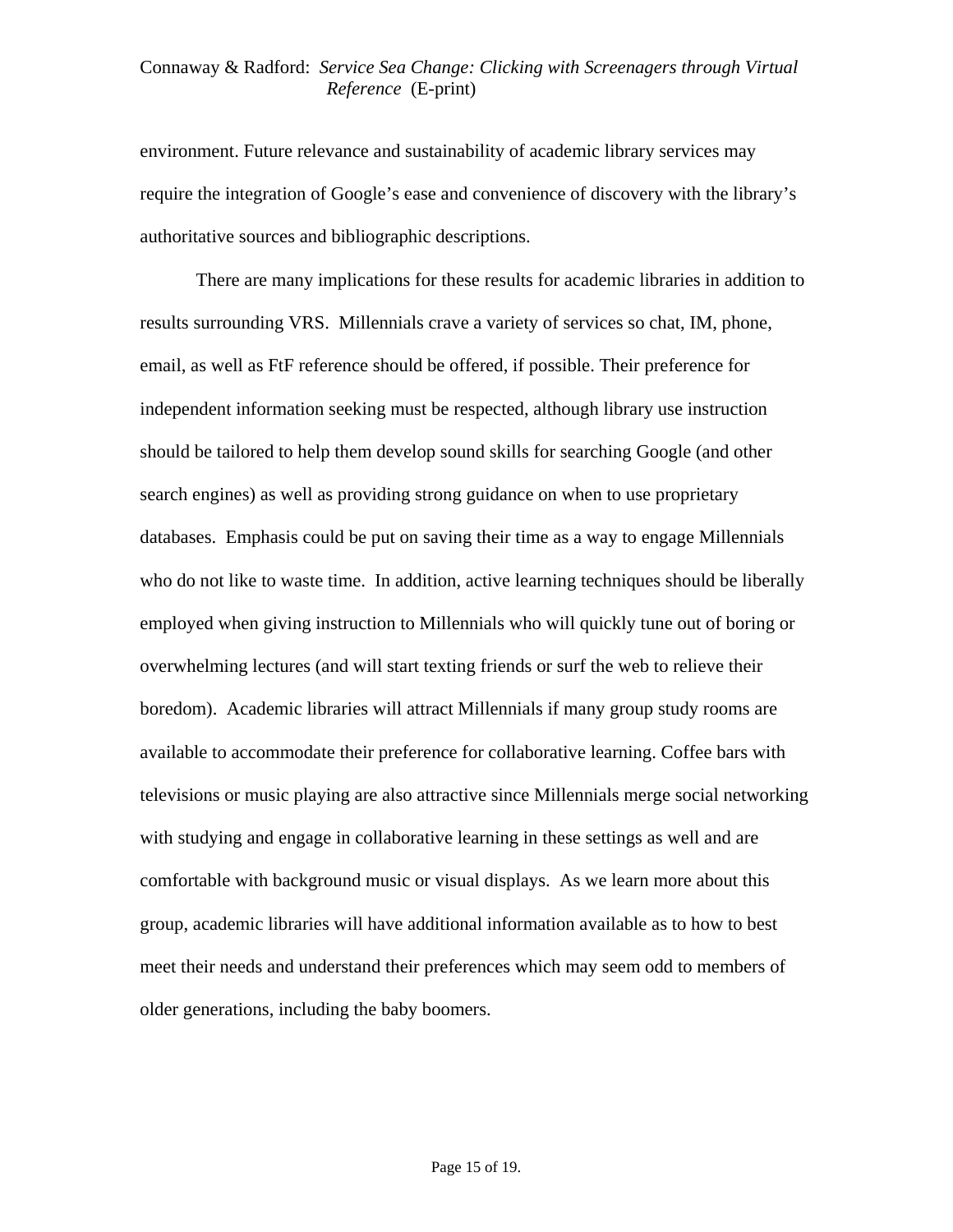environment. Future relevance and sustainability of academic library services may require the integration of Google's ease and convenience of discovery with the library's authoritative sources and bibliographic descriptions.

There are many implications for these results for academic libraries in addition to results surrounding VRS. Millennials crave a variety of services so chat, IM, phone, email, as well as FtF reference should be offered, if possible. Their preference for independent information seeking must be respected, although library use instruction should be tailored to help them develop sound skills for searching Google (and other search engines) as well as providing strong guidance on when to use proprietary databases. Emphasis could be put on saving their time as a way to engage Millennials who do not like to waste time. In addition, active learning techniques should be liberally employed when giving instruction to Millennials who will quickly tune out of boring or overwhelming lectures (and will start texting friends or surf the web to relieve their boredom). Academic libraries will attract Millennials if many group study rooms are available to accommodate their preference for collaborative learning. Coffee bars with televisions or music playing are also attractive since Millennials merge social networking with studying and engage in collaborative learning in these settings as well and are comfortable with background music or visual displays. As we learn more about this group, academic libraries will have additional information available as to how to best meet their needs and understand their preferences which may seem odd to members of older generations, including the baby boomers.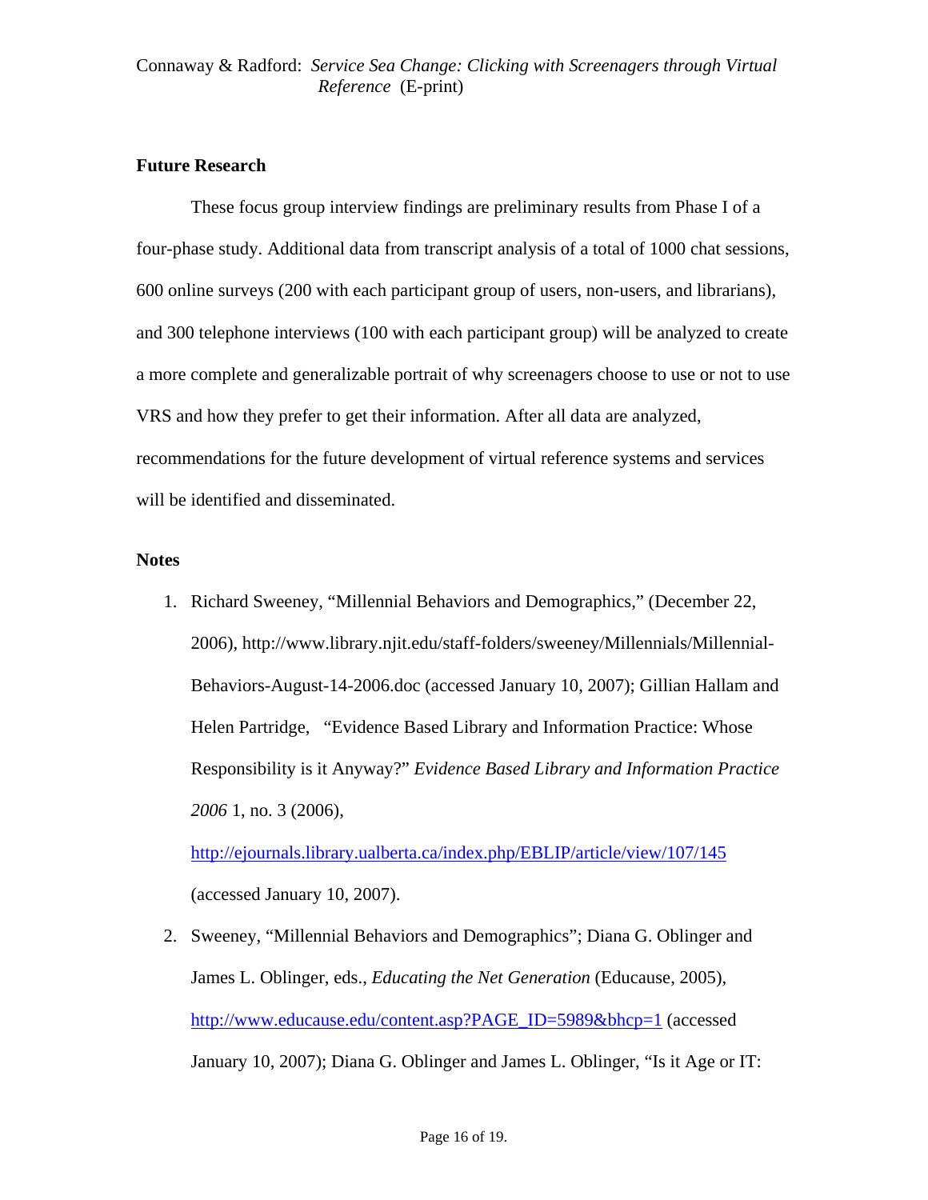## Future Research

These focus group interview findings are preliminary results from Phase I of a four-phase study. Additional data from transcript analysis of a total of 1000 chat sessions, 600 online surveys (200 with each participant group of users, non-users, and librarians), and 300 telephone interviews (100 with each participant group) will be analyzed to create a more complete and generalizable portrait of why screenagers choose to use or not to use VRS and how they prefer to get their information. After all data are analyzed, recommendations for the future development of virtual reference systems and services will be identified and disseminated.

## Notes

1. Richard Sweeney, "Millennial Behaviors and Demographics," (December 22, 2006), http://www.library.njit.edu/staff-folders/sweeney/Millennials/Millennial-Behaviors-August-14-2006.doc (accessed January 10, 2007); Gillian Hallam and Helen Partridge, "Evidence Based Library and Information Practice: Whose Responsibility is it Anyway?" *Evidence Based Library and Information Practice 2006* 1, no. 3 (2006), http://ejournals.library.ualberta.ca/index.php/EBLIP/article/view/107/145 (accessed January 10, 2007).
2. Sweeney, "Millennial Behaviors and Demographics"; Diana G. Oblinger and James L. Oblinger, eds., *Educating the Net Generation* (Educause, 2005), http://www.educause.edu/content.asp?PAGE_ID=5989&bhcp=1 (accessed January 10, 2007); Diana G. Oblinger and James L. Oblinger, "Is it Age or IT: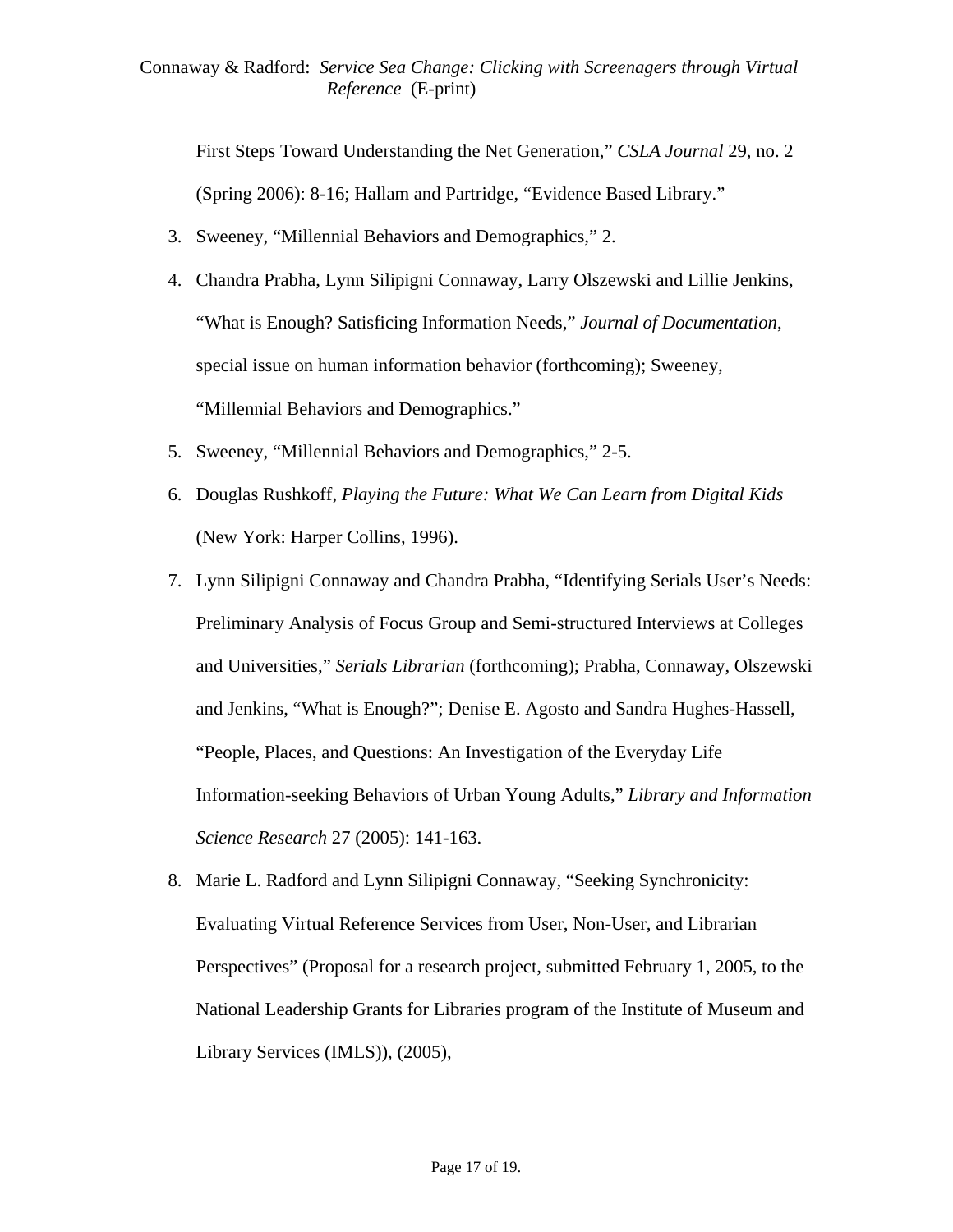First Steps Toward Understanding the Net Generation," *CSLA Journal* 29, no. 2 (Spring 2006): 8-16; Hallam and Partridge, "Evidence Based Library."

3. Sweeney, "Millennial Behaviors and Demographics," 2.
4. Chandra Prabha, Lynn Silipigni Connaway, Larry Olszewski and Lillie Jenkins, "What is Enough? Satisficing Information Needs," *Journal of Documentation*, special issue on human information behavior (forthcoming); Sweeney, "Millennial Behaviors and Demographics."
5. Sweeney, "Millennial Behaviors and Demographics," 2-5.
6. Douglas Rushkoff, *Playing the Future: What We Can Learn from Digital Kids* (New York: Harper Collins, 1996).
7. Lynn Silipigni Connaway and Chandra Prabha, "Identifying Serials User's Needs: Preliminary Analysis of Focus Group and Semi-structured Interviews at Colleges and Universities," *Serials Librarian* (forthcoming); Prabha, Connaway, Olszewski and Jenkins, "What is Enough?"; Denise E. Agosto and Sandra Hughes-Hassell, "People, Places, and Questions: An Investigation of the Everyday Life Information-seeking Behaviors of Urban Young Adults," *Library and Information Science Research* 27 (2005): 141-163.
8. Marie L. Radford and Lynn Silipigni Connaway, "Seeking Synchronicity: Evaluating Virtual Reference Services from User, Non-User, and Librarian Perspectives" (Proposal for a research project, submitted February 1, 2005, to the National Leadership Grants for Libraries program of the Institute of Museum and Library Services (IMLS)), (2005),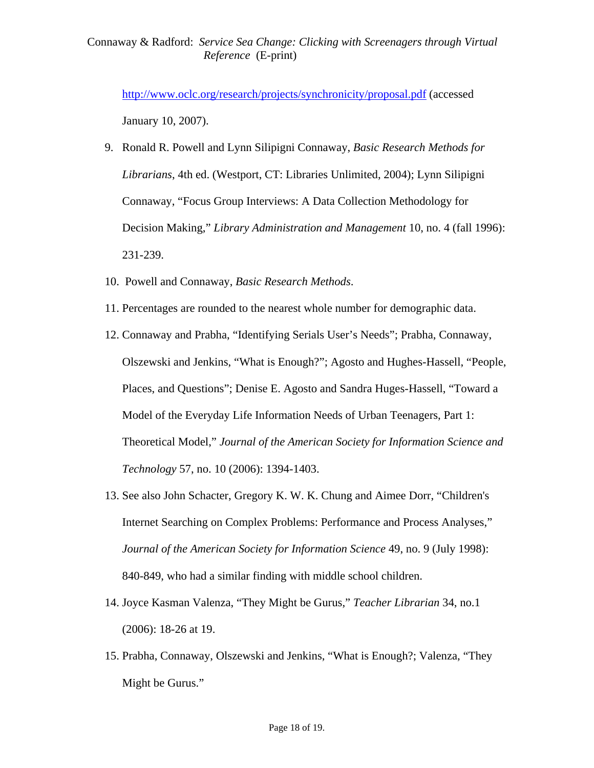http://www.oclc.org/research/projects/synchronicity/proposal.pdf (accessed January 10, 2007).

9. Ronald R. Powell and Lynn Silipigni Connaway, *Basic Research Methods for Librarians*, 4th ed. (Westport, CT: Libraries Unlimited, 2004); Lynn Silipigni Connaway, "Focus Group Interviews: A Data Collection Methodology for Decision Making," *Library Administration and Management* 10, no. 4 (fall 1996): 231-239.

10. Powell and Connaway, *Basic Research Methods*.

11. Percentages are rounded to the nearest whole number for demographic data.

12. Connaway and Prabha, "Identifying Serials User's Needs"; Prabha, Connaway, Olszewski and Jenkins, "What is Enough?"; Agosto and Hughes-Hassell, "People, Places, and Questions"; Denise E. Agosto and Sandra Huges-Hassell, "Toward a Model of the Everyday Life Information Needs of Urban Teenagers, Part 1: Theoretical Model," *Journal of the American Society for Information Science and Technology* 57, no. 10 (2006): 1394-1403.

13. See also John Schacter, Gregory K. W. K. Chung and Aimee Dorr, "Children's Internet Searching on Complex Problems: Performance and Process Analyses," *Journal of the American Society for Information Science* 49, no. 9 (July 1998): 840-849, who had a similar finding with middle school children.

14. Joyce Kasman Valenza, "They Might be Gurus," *Teacher Librarian* 34, no.1 (2006): 18-26 at 19.

15. Prabha, Connaway, Olszewski and Jenkins, "What is Enough?; Valenza, "They Might be Gurus."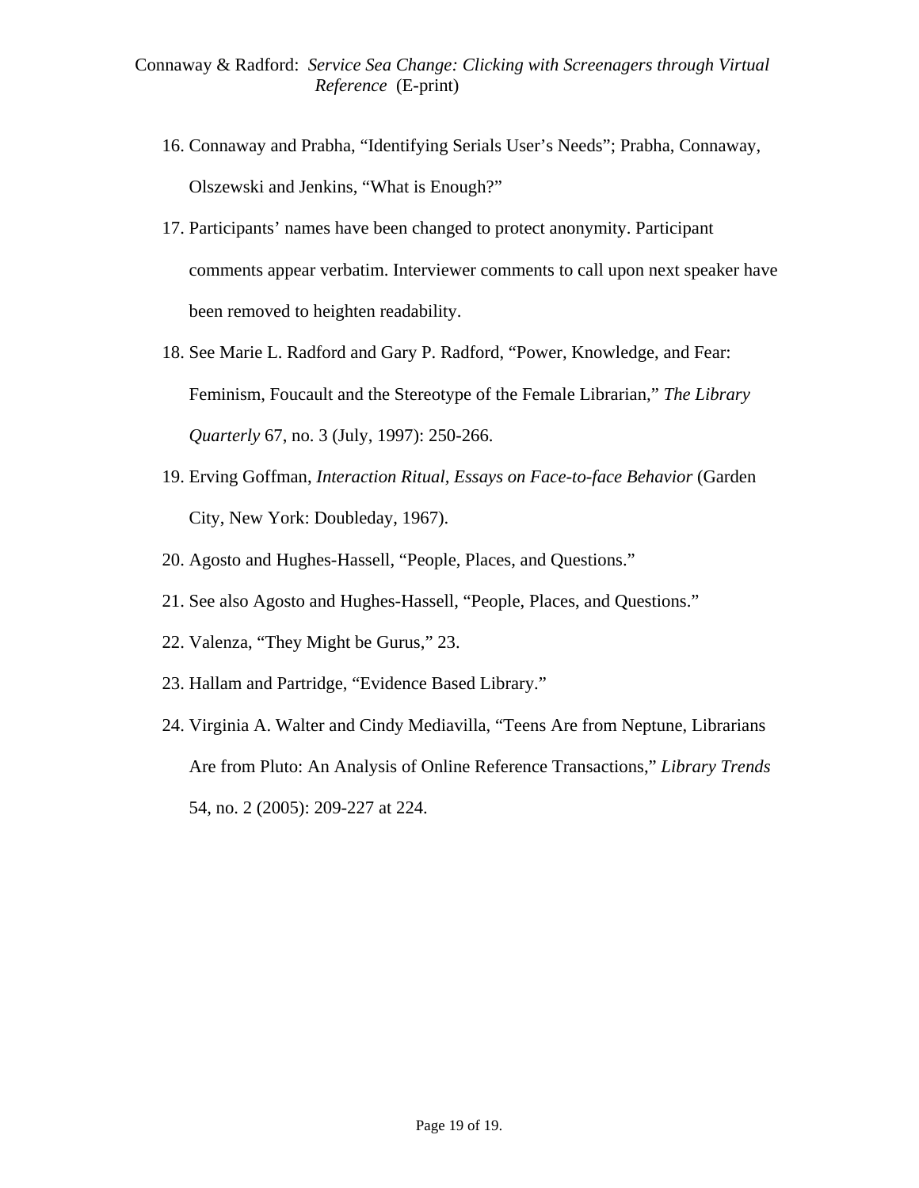16. Connaway and Prabha, "Identifying Serials User's Needs"; Prabha, Connaway, Olszewski and Jenkins, "What is Enough?"
17. Participants' names have been changed to protect anonymity. Participant comments appear verbatim. Interviewer comments to call upon next speaker have been removed to heighten readability.
18. See Marie L. Radford and Gary P. Radford, "Power, Knowledge, and Fear: Feminism, Foucault and the Stereotype of the Female Librarian," *The Library Quarterly* 67, no. 3 (July, 1997): 250-266.
19. Erving Goffman, *Interaction Ritual, Essays on Face-to-face Behavior* (Garden City, New York: Doubleday, 1967).
20. Agosto and Hughes-Hassell, "People, Places, and Questions."
21. See also Agosto and Hughes-Hassell, "People, Places, and Questions."
22. Valenza, "They Might be Gurus," 23.
23. Hallam and Partridge, "Evidence Based Library."
24. Virginia A. Walter and Cindy Mediavilla, "Teens Are from Neptune, Librarians Are from Pluto: An Analysis of Online Reference Transactions," *Library Trends* 54, no. 2 (2005): 209-227 at 224.